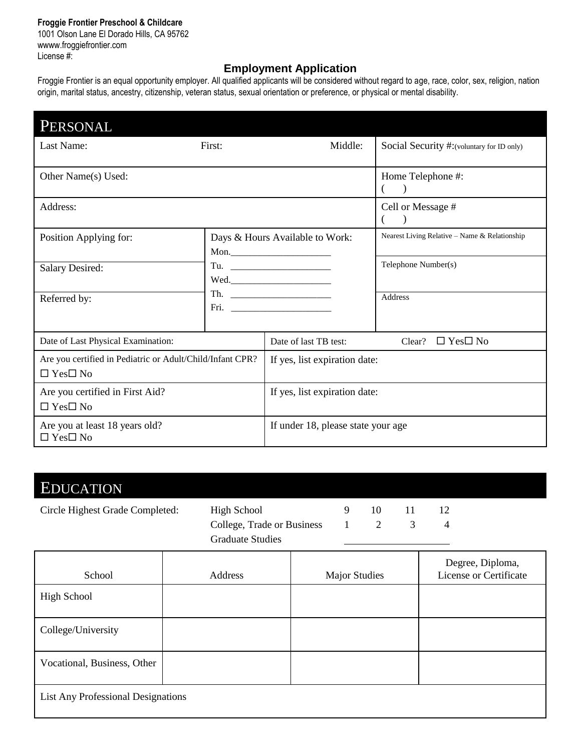**Froggie Frontier Preschool & Childcare**
1001 Olson Lane El Dorado Hills, CA 95762
wwww.froggiefrontier.com
License #:

## Employment Application

Froggie Frontier is an equal opportunity employer. All qualified applicants will be considered without regard to age, race, color, sex, religion, nation origin, marital status, ancestry, citizenship, veteran status, sexual orientation or preference, or physical or mental disability.

## PERSONAL

| | | |
|---|---|---|
| Last Name: First: Middle: | | Social Security #:(voluntary for ID only) |
| Other Name(s) Used: | | Home Telephone #: ( ) |
| Address: | | Cell or Message # ( ) |
| Position Applying for: | Days & Hours Available to Work: Mon.____________________ | Nearest Living Relative – Name & Relationship |
| Salary Desired: | Tu. ____________________ Wed.____________________ | Telephone Number(s) |
| Referred by: | Th. ____________________ Fri. ____________________ | Address |
| Date of Last Physical Examination: | Date of last TB test: Clear? ☐ Yes☐ No | |
| Are you certified in Pediatric or Adult/Child/Infant CPR? ☐ Yes☐ No | If yes, list expiration date: | |
| Are you certified in First Aid? ☐ Yes☐ No | If yes, list expiration date: | |
| Are you at least 18 years old? ☐ Yes☐ No | If under 18, please state your age | |

## EDUCATION

Circle Highest Grade Completed:

| | | | | |
|---|---|---|---|---|
| High School | 9 | 10 | 11 | 12 |
| College, Trade or Business | 1 | 2 | 3 | 4 |
| Graduate Studies | ____________________ | | | |

| School | Address | Major Studies | Degree, Diploma, License or Certificate |
|---|---|---|---|
| High School | | | |
| College/University | | | |
| Vocational, Business, Other | | | |
| List Any Professional Designations | | | |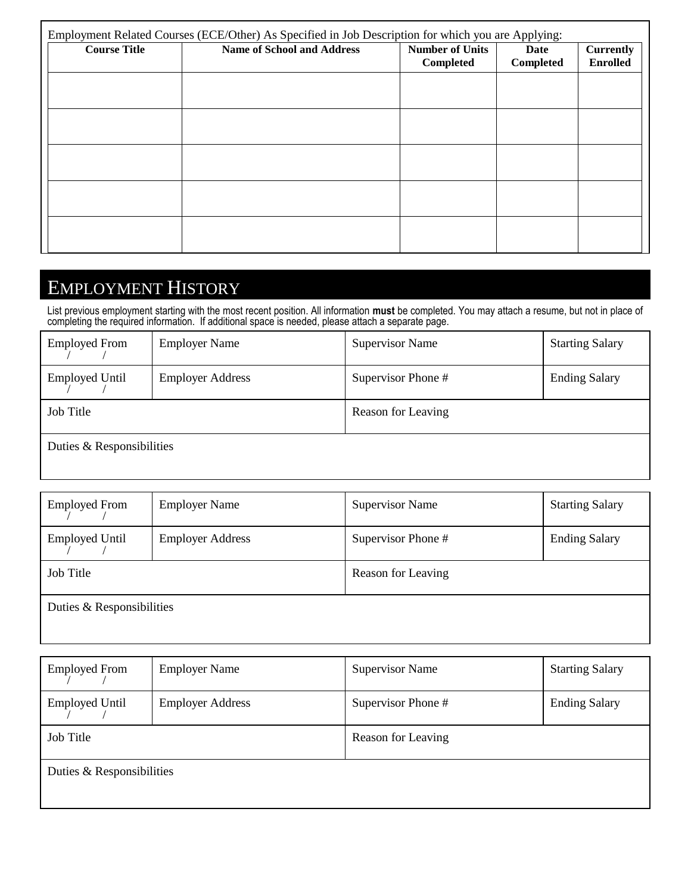Employment Related Courses (ECE/Other) As Specified in Job Description for which you are Applying:

| Course Title | Name of School and Address | Number of Units Completed | Date Completed | Currently Enrolled |
|---|---|---|---|---|
| | | | | |
| | | | | |
| | | | | |
| | | | | |
| | | | | |

## EMPLOYMENT HISTORY

List previous employment starting with the most recent position. All information **must** be completed. You may attach a resume, but not in place of completing the required information. If additional space is needed, please attach a separate page.

| Employed From / / | Employer Name | Supervisor Name | Starting Salary |
|---|---|---|---|
| Employed Until / / | Employer Address | Supervisor Phone # | Ending Salary |
| Job Title | | Reason for Leaving | |
| Duties & Responsibilities | | | |

| Employed From / / | Employer Name | Supervisor Name | Starting Salary |
|---|---|---|---|
| Employed Until / / | Employer Address | Supervisor Phone # | Ending Salary |
| Job Title | | Reason for Leaving | |
| Duties & Responsibilities | | | |

| Employed From / / | Employer Name | Supervisor Name | Starting Salary |
|---|---|---|---|
| Employed Until / / | Employer Address | Supervisor Phone # | Ending Salary |
| Job Title | | Reason for Leaving | |
| Duties & Responsibilities | | | |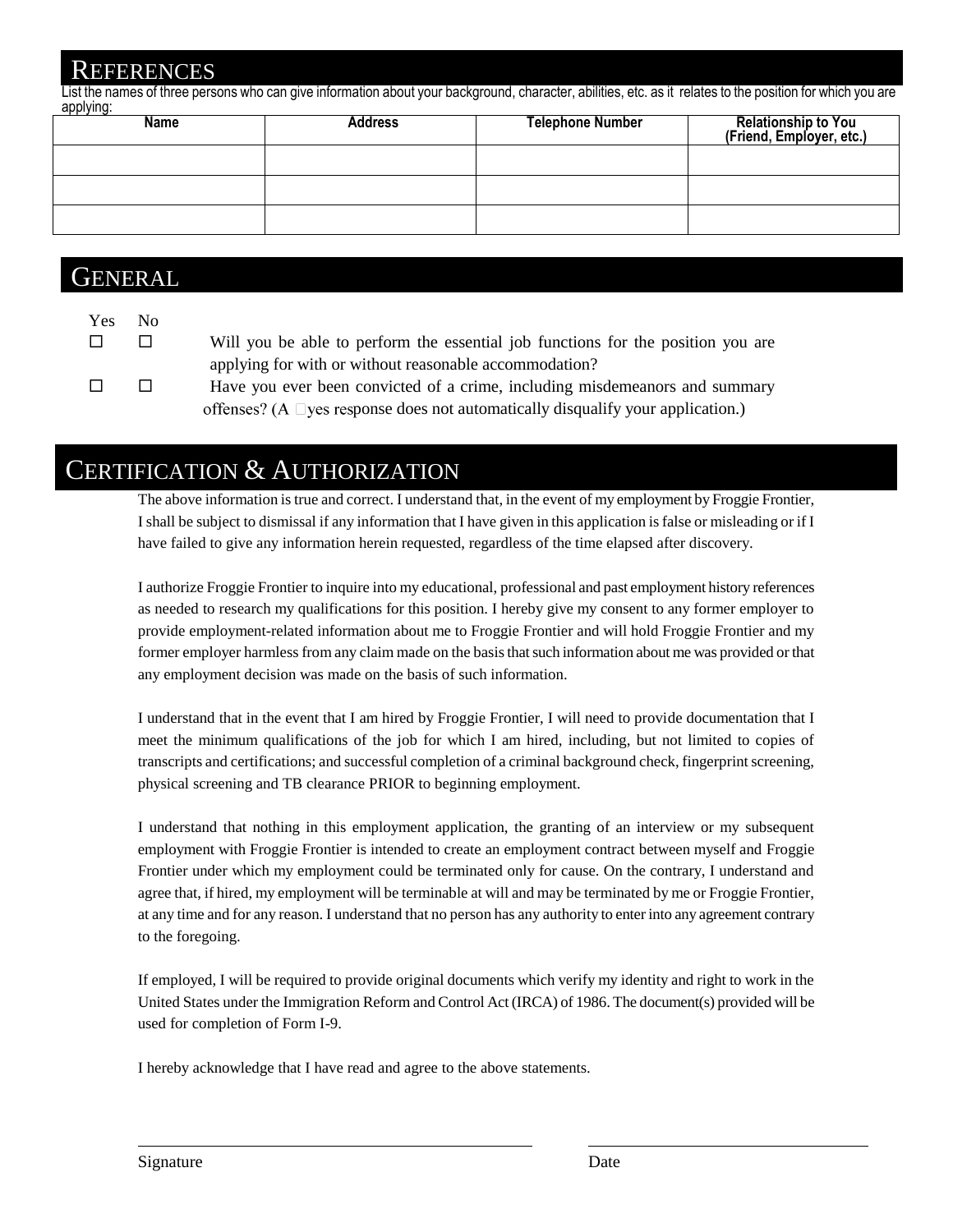## REFERENCES

List the names of three persons who can give information about your background, character, abilities, etc. as it relates to the position for which you are applying:

| Name | Address | Telephone Number | Relationship to You (Friend, Employer, etc.) |
|---|---|---|---|
| | | | |
| | | | |
| | | | |

## GENERAL

| Yes | No | |
|---|---|---|
| ☐ | ☐ | Will you be able to perform the essential job functions for the position you are applying for with or without reasonable accommodation? |
| ☐ | ☐ | Have you ever been convicted of a crime, including misdemeanors and summary offenses? (A yes response does not automatically disqualify your application.) |

## CERTIFICATION & AUTHORIZATION

The above information is true and correct. I understand that, in the event of my employment by Froggie Frontier, I shall be subject to dismissal if any information that I have given in this application is false or misleading or if I have failed to give any information herein requested, regardless of the time elapsed after discovery.

I authorize Froggie Frontier to inquire into my educational, professional and past employment history references as needed to research my qualifications for this position. I hereby give my consent to any former employer to provide employment-related information about me to Froggie Frontier and will hold Froggie Frontier and my former employer harmless from any claim made on the basis that such information about me was provided or that any employment decision was made on the basis of such information.

I understand that in the event that I am hired by Froggie Frontier, I will need to provide documentation that I meet the minimum qualifications of the job for which I am hired, including, but not limited to copies of transcripts and certifications; and successful completion of a criminal background check, fingerprint screening, physical screening and TB clearance PRIOR to beginning employment.

I understand that nothing in this employment application, the granting of an interview or my subsequent employment with Froggie Frontier is intended to create an employment contract between myself and Froggie Frontier under which my employment could be terminated only for cause. On the contrary, I understand and agree that, if hired, my employment will be terminable at will and may be terminated by me or Froggie Frontier, at any time and for any reason. I understand that no person has any authority to enter into any agreement contrary to the foregoing.

If employed, I will be required to provide original documents which verify my identity and right to work in the United States under the Immigration Reform and Control Act (IRCA) of 1986. The document(s) provided will be used for completion of Form I-9.

I hereby acknowledge that I have read and agree to the above statements.

\_\_\_\_\_\_\_\_\_\_\_\_\_\_\_\_\_\_\_\_\_\_\_\_\_\_\_\_\_\_\_\_\_\_\_\_ \_\_\_\_\_\_\_\_\_\_\_\_\_\_\_\_\_\_\_\_\_\_\_\_\_\_

Signature Date